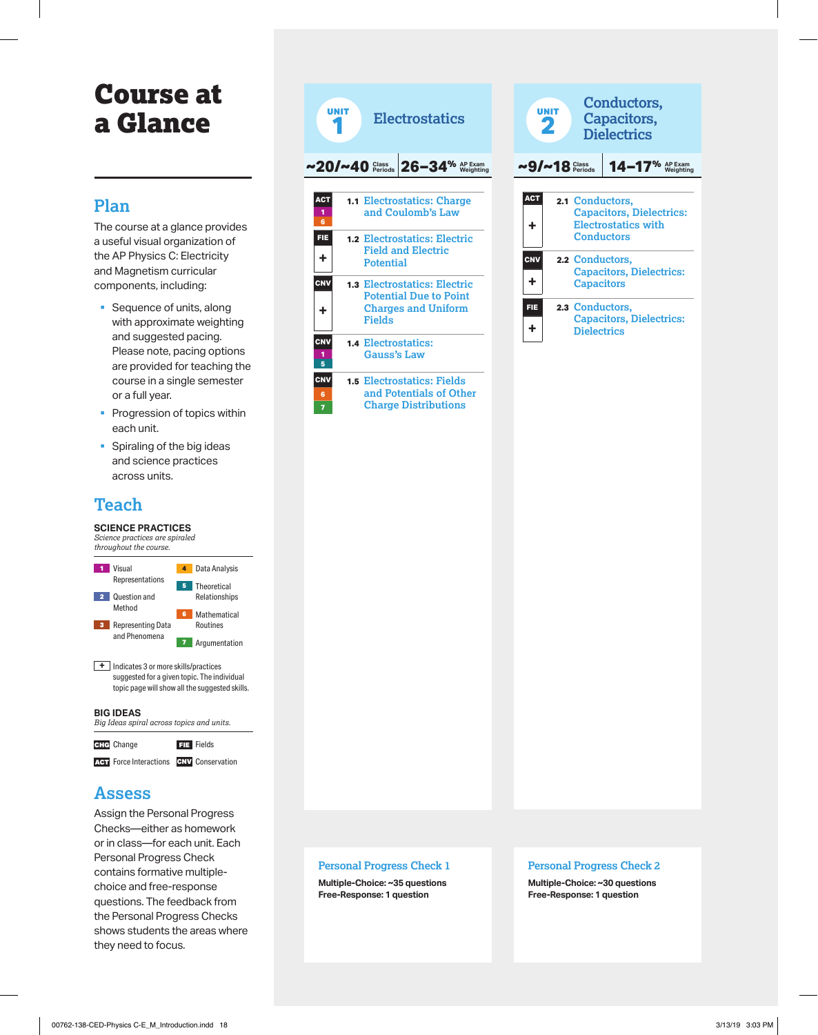# Course at a Glance

## Plan

The course at a glance provides a useful visual organization of the AP Physics C: Electricity and Magnetism curricular components, including:

- Sequence of units, along with approximate weighting and suggested pacing. Please note, pacing options are provided for teaching the course in a single semester or a full year.
- Progression of topics within each unit.
- Spiraling of the big ideas and science practices across units.

## Teach

### SCIENCE PRACTICES

*Science practices are spiraled throughout the course.*

- **1** Visual Representations
- **2** Question and Method
- **3** Representing Data and Phenomena
- **4** Data Analysis
- **5** Theoretical Relationships
- **6** Mathematical Routines
- **7** Argumentation

**+** Indicates 3 or more skills/practices suggested for a given topic. The individual topic page will show all the suggested skills.

### BIG IDEAS

*Big Ideas spiral across topics and units.*

- **CHG** Change
- **ACT** Force Interactions
- **FIE** Fields
- **CNV** Conservation

## Assess

Assign the Personal Progress Checks—either as homework or in class—for each unit. Each Personal Progress Check contains formative multiple-choice and free-response questions. The feedback from the Personal Progress Checks shows students the areas where they need to focus.

---

## UNIT 1 Electrostatics

**~20/~40** Class Periods | **26–34%** AP Exam Weighting

| Big Idea / Practices | Topic |
|---|---|
| ACT, 1, 6 | **1.1** Electrostatics: Charge and Coulomb's Law |
| FIE, + | **1.2** Electrostatics: Electric Field and Electric Potential |
| CNV, + | **1.3** Electrostatics: Electric Potential Due to Point Charges and Uniform Fields |
| CNV, 1, 5 | **1.4** Electrostatics: Gauss's Law |
| CNV, 6, 7 | **1.5** Electrostatics: Fields and Potentials of Other Charge Distributions |

**Personal Progress Check 1**

**Multiple-Choice: ~35 questions**
**Free-Response: 1 question**

---

## UNIT 2 Conductors, Capacitors, Dielectrics

**~9/~18** Class Periods | **14–17%** AP Exam Weighting

| Big Idea / Practices | Topic |
|---|---|
| ACT, + | **2.1** Conductors, Capacitors, Dielectrics: Electrostatics with Conductors |
| CNV, + | **2.2** Conductors, Capacitors, Dielectrics: Capacitors |
| FIE, + | **2.3** Conductors, Capacitors, Dielectrics: Dielectrics |

**Personal Progress Check 2**

**Multiple-Choice: ~30 questions**
**Free-Response: 1 question**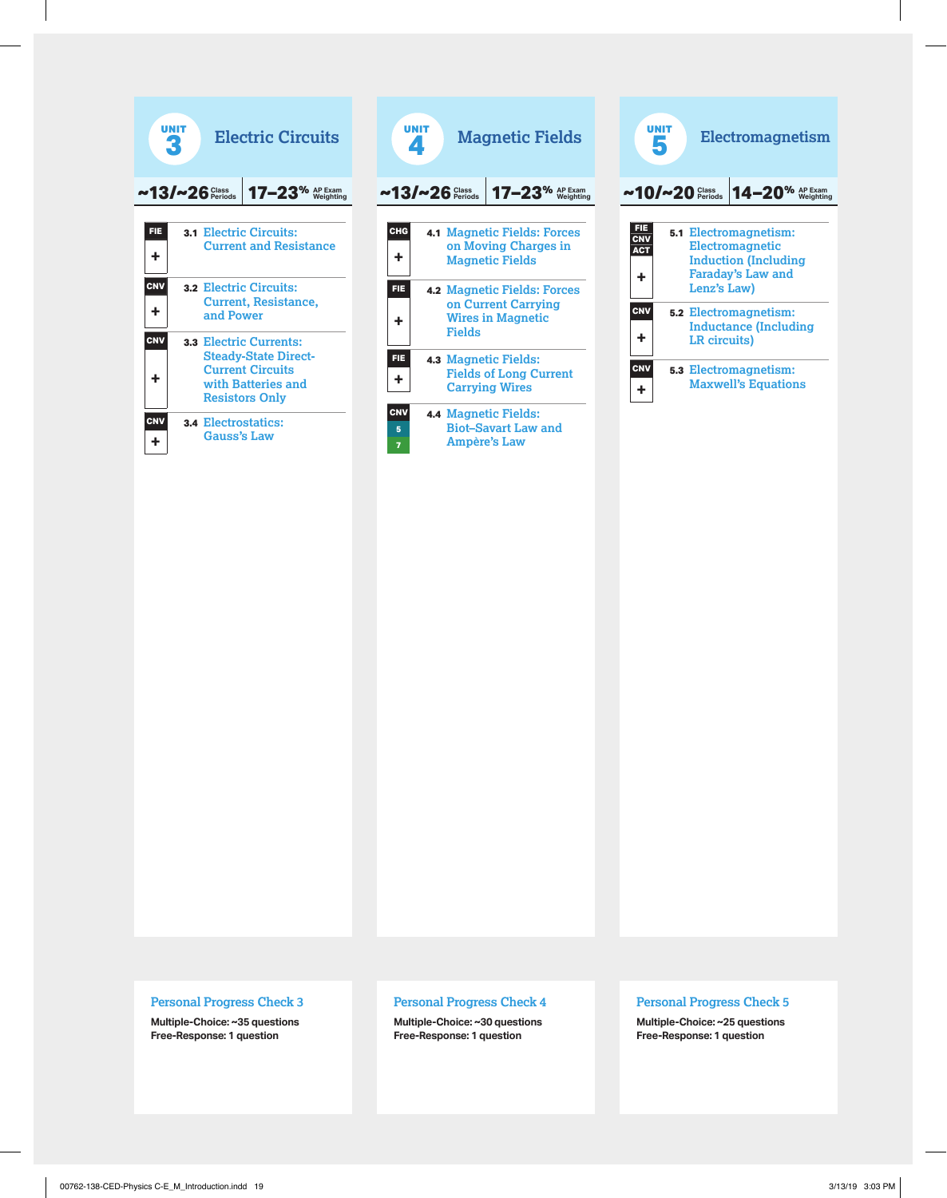## UNIT 3 Electric Circuits

~13/~26 Class Periods | 17–23% AP Exam Weighting

- **FIE** + **3.1** Electric Circuits: Current and Resistance
- **CNV** + **3.2** Electric Circuits: Current, Resistance, and Power
- **CNV** + **3.3** Electric Currents: Steady-State Direct-Current Circuits with Batteries and Resistors Only
- **CNV** + **3.4** Electrostatics: Gauss's Law

### Personal Progress Check 3

**Multiple-Choice: ~35 questions**
**Free-Response: 1 question**

## UNIT 4 Magnetic Fields

~13/~26 Class Periods | 17–23% AP Exam Weighting

- **CHG** + **4.1** Magnetic Fields: Forces on Moving Charges in Magnetic Fields
- **FIE** + **4.2** Magnetic Fields: Forces on Current Carrying Wires in Magnetic Fields
- **FIE** + **4.3** Magnetic Fields: Fields of Long Current Carrying Wires
- **CNV** 5 7 **4.4** Magnetic Fields: Biot–Savart Law and Ampère's Law

### Personal Progress Check 4

**Multiple-Choice: ~30 questions**
**Free-Response: 1 question**

## UNIT 5 Electromagnetism

~10/~20 Class Periods | 14–20% AP Exam Weighting

- **FIE CNV ACT** + **5.1** Electromagnetism: Electromagnetic Induction (Including Faraday's Law and Lenz's Law)
- **CNV** + **5.2** Electromagnetism: Inductance (Including LR circuits)
- **CNV** + **5.3** Electromagnetism: Maxwell's Equations

### Personal Progress Check 5

**Multiple-Choice: ~25 questions**
**Free-Response: 1 question**